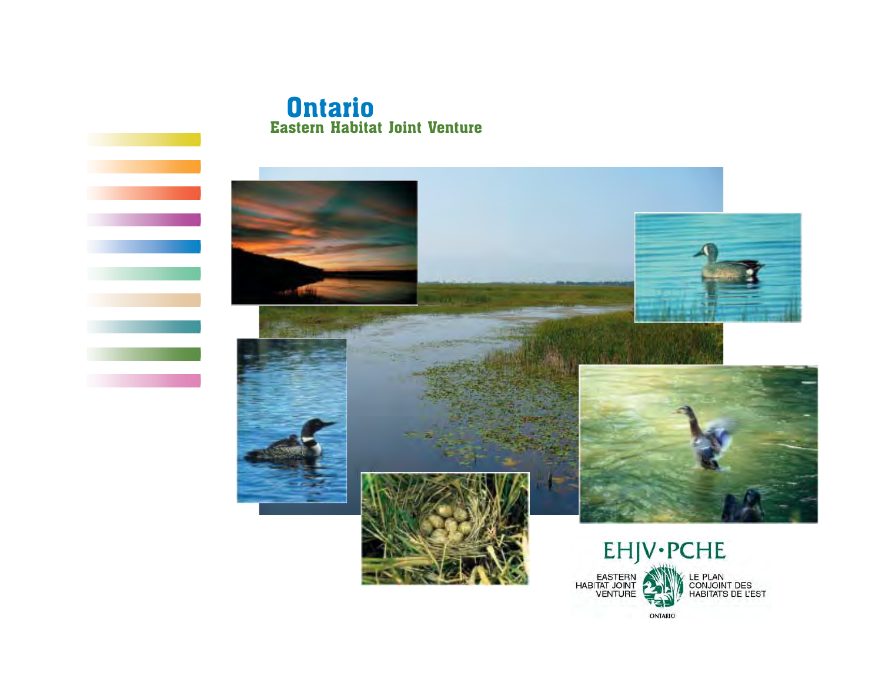# Ontario

## Eastern Habitat Joint Venture

EHJV•PCHE

EASTERN HABITAT JOINT VENTURE

LE PLAN CONJOINT DES HABITATS DE L'EST

ONTARIO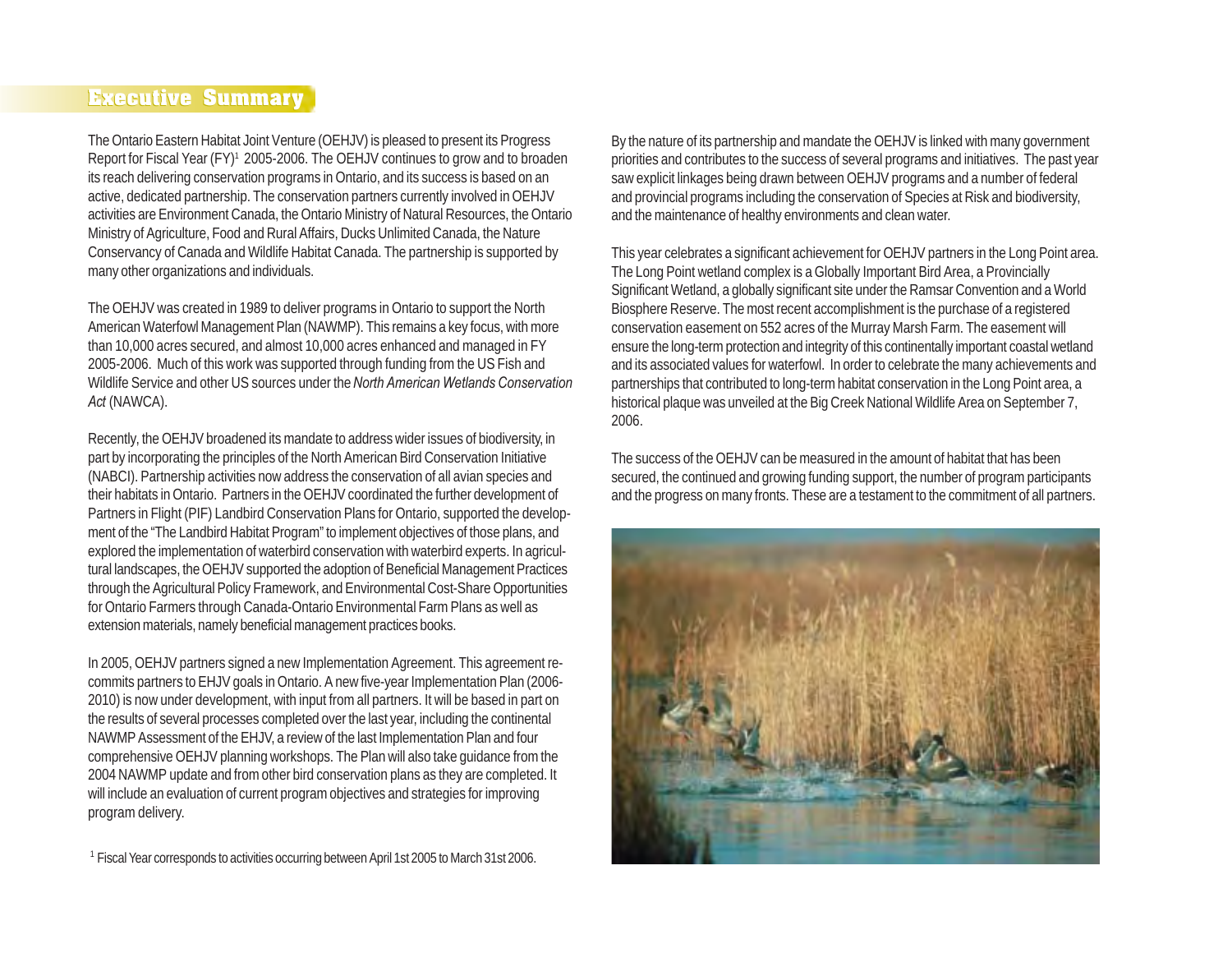## Executive Summary

The Ontario Eastern Habitat Joint Venture (OEHJV) is pleased to present its Progress Report for Fiscal Year (FY)[1] 2005-2006. The OEHJV continues to grow and to broaden its reach delivering conservation programs in Ontario, and its success is based on an active, dedicated partnership. The conservation partners currently involved in OEHJV activities are Environment Canada, the Ontario Ministry of Natural Resources, the Ontario Ministry of Agriculture, Food and Rural Affairs, Ducks Unlimited Canada, the Nature Conservancy of Canada and Wildlife Habitat Canada. The partnership is supported by many other organizations and individuals.

The OEHJV was created in 1989 to deliver programs in Ontario to support the North American Waterfowl Management Plan (NAWMP). This remains a key focus, with more than 10,000 acres secured, and almost 10,000 acres enhanced and managed in FY 2005-2006. Much of this work was supported through funding from the US Fish and Wildlife Service and other US sources under the *North American Wetlands Conservation Act* (NAWCA).

Recently, the OEHJV broadened its mandate to address wider issues of biodiversity, in part by incorporating the principles of the North American Bird Conservation Initiative (NABCI). Partnership activities now address the conservation of all avian species and their habitats in Ontario. Partners in the OEHJV coordinated the further development of Partners in Flight (PIF) Landbird Conservation Plans for Ontario, supported the development of the "The Landbird Habitat Program" to implement objectives of those plans, and explored the implementation of waterbird conservation with waterbird experts. In agricultural landscapes, the OEHJV supported the adoption of Beneficial Management Practices through the Agricultural Policy Framework, and Environmental Cost-Share Opportunities for Ontario Farmers through Canada-Ontario Environmental Farm Plans as well as extension materials, namely beneficial management practices books.

In 2005, OEHJV partners signed a new Implementation Agreement. This agreement recommits partners to EHJV goals in Ontario. A new five-year Implementation Plan (2006-2010) is now under development, with input from all partners. It will be based in part on the results of several processes completed over the last year, including the continental NAWMP Assessment of the EHJV, a review of the last Implementation Plan and four comprehensive OEHJV planning workshops. The Plan will also take guidance from the 2004 NAWMP update and from other bird conservation plans as they are completed. It will include an evaluation of current program objectives and strategies for improving program delivery.

[1] Fiscal Year corresponds to activities occurring between April 1st 2005 to March 31st 2006.

By the nature of its partnership and mandate the OEHJV is linked with many government priorities and contributes to the success of several programs and initiatives. The past year saw explicit linkages being drawn between OEHJV programs and a number of federal and provincial programs including the conservation of Species at Risk and biodiversity, and the maintenance of healthy environments and clean water.

This year celebrates a significant achievement for OEHJV partners in the Long Point area. The Long Point wetland complex is a Globally Important Bird Area, a Provincially Significant Wetland, a globally significant site under the Ramsar Convention and a World Biosphere Reserve. The most recent accomplishment is the purchase of a registered conservation easement on 552 acres of the Murray Marsh Farm. The easement will ensure the long-term protection and integrity of this continentally important coastal wetland and its associated values for waterfowl. In order to celebrate the many achievements and partnerships that contributed to long-term habitat conservation in the Long Point area, a historical plaque was unveiled at the Big Creek National Wildlife Area on September 7, 2006.

The success of the OEHJV can be measured in the amount of habitat that has been secured, the continued and growing funding support, the number of program participants and the progress on many fronts. These are a testament to the commitment of all partners.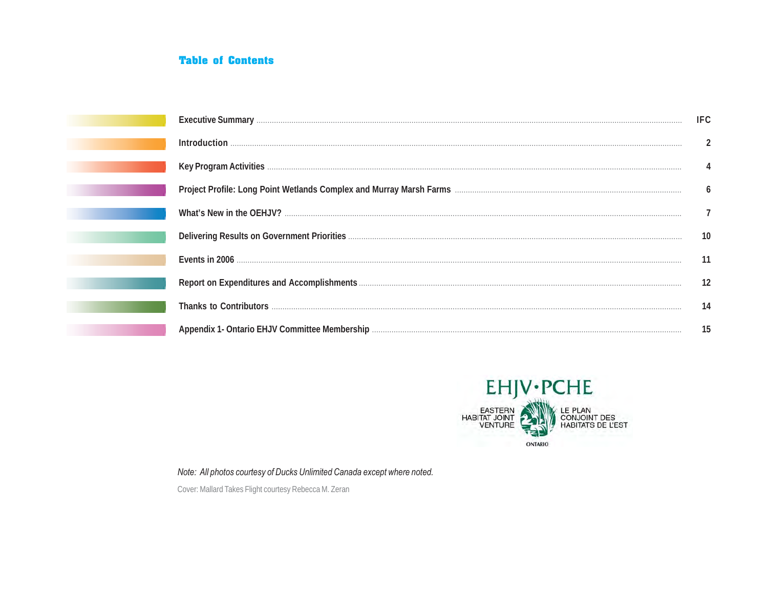# Table of Contents

| | |
|---|---|
| Executive Summary | IFC |
| Introduction | 2 |
| Key Program Activities | 4 |
| Project Profile: Long Point Wetlands Complex and Murray Marsh Farms | 6 |
| What's New in the OEHJV? | 7 |
| Delivering Results on Government Priorities | 10 |
| Events in 2006 | 11 |
| Report on Expenditures and Accomplishments | 12 |
| Thanks to Contributors | 14 |
| Appendix 1- Ontario EHJV Committee Membership | 15 |

EHJV·PCHE

EASTERN HABITAT JOINT VENTURE

LE PLAN CONJOINT DES HABITATS DE L'EST

ONTARIO

*Note: All photos courtesy of Ducks Unlimited Canada except where noted.*

Cover: Mallard Takes Flight courtesy Rebecca M. Zeran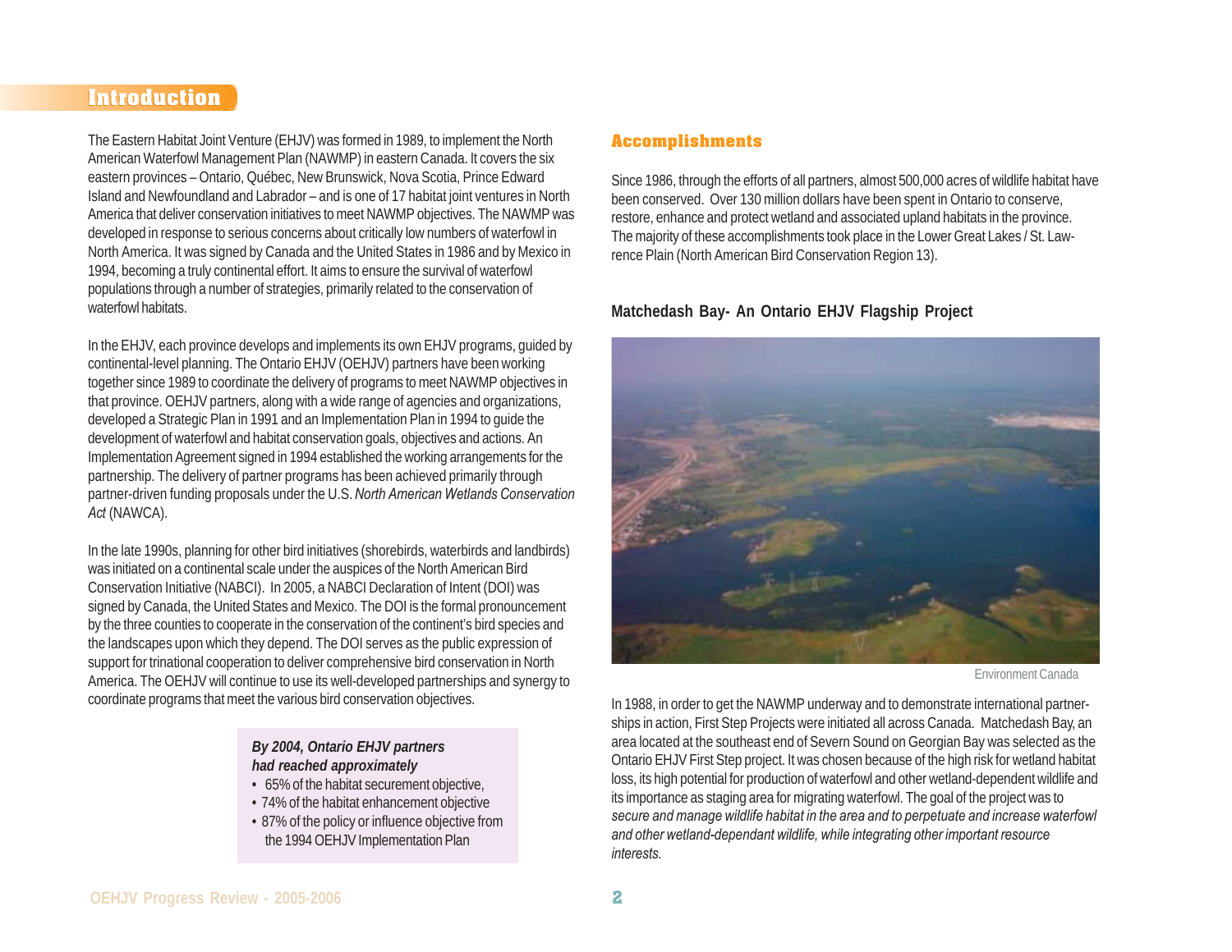## Introduction

The Eastern Habitat Joint Venture (EHJV) was formed in 1989, to implement the North American Waterfowl Management Plan (NAWMP) in eastern Canada. It covers the six eastern provinces – Ontario, Québec, New Brunswick, Nova Scotia, Prince Edward Island and Newfoundland and Labrador – and is one of 17 habitat joint ventures in North America that deliver conservation initiatives to meet NAWMP objectives. The NAWMP was developed in response to serious concerns about critically low numbers of waterfowl in North America. It was signed by Canada and the United States in 1986 and by Mexico in 1994, becoming a truly continental effort. It aims to ensure the survival of waterfowl populations through a number of strategies, primarily related to the conservation of waterfowl habitats.

In the EHJV, each province develops and implements its own EHJV programs, guided by continental-level planning. The Ontario EHJV (OEHJV) partners have been working together since 1989 to coordinate the delivery of programs to meet NAWMP objectives in that province. OEHJV partners, along with a wide range of agencies and organizations, developed a Strategic Plan in 1991 and an Implementation Plan in 1994 to guide the development of waterfowl and habitat conservation goals, objectives and actions. An Implementation Agreement signed in 1994 established the working arrangements for the partnership. The delivery of partner programs has been achieved primarily through partner-driven funding proposals under the U.S. *North American Wetlands Conservation Act* (NAWCA).

In the late 1990s, planning for other bird initiatives (shorebirds, waterbirds and landbirds) was initiated on a continental scale under the auspices of the North American Bird Conservation Initiative (NABCI). In 2005, a NABCI Declaration of Intent (DOI) was signed by Canada, the United States and Mexico. The DOI is the formal pronouncement by the three counties to cooperate in the conservation of the continent's bird species and the landscapes upon which they depend. The DOI serves as the public expression of support for trinational cooperation to deliver comprehensive bird conservation in North America. The OEHJV will continue to use its well-developed partnerships and synergy to coordinate programs that meet the various bird conservation objectives.

***By 2004, Ontario EHJV partners had reached approximately***

- 65% of the habitat securement objective,
- 74% of the habitat enhancement objective
- 87% of the policy or influence objective from the 1994 OEHJV Implementation Plan

### Accomplishments

Since 1986, through the efforts of all partners, almost 500,000 acres of wildlife habitat have been conserved. Over 130 million dollars have been spent in Ontario to conserve, restore, enhance and protect wetland and associated upland habitats in the province. The majority of these accomplishments took place in the Lower Great Lakes / St. Lawrence Plain (North American Bird Conservation Region 13).

#### Matchedash Bay- An Ontario EHJV Flagship Project

Environment Canada

In 1988, in order to get the NAWMP underway and to demonstrate international partnerships in action, First Step Projects were initiated all across Canada. Matchedash Bay, an area located at the southeast end of Severn Sound on Georgian Bay was selected as the Ontario EHJV First Step project. It was chosen because of the high risk for wetland habitat loss, its high potential for production of waterfowl and other wetland-dependent wildlife and its importance as staging area for migrating waterfowl. The goal of the project was to *secure and manage wildlife habitat in the area and to perpetuate and increase waterfowl and other wetland-dependant wildlife, while integrating other important resource interests.*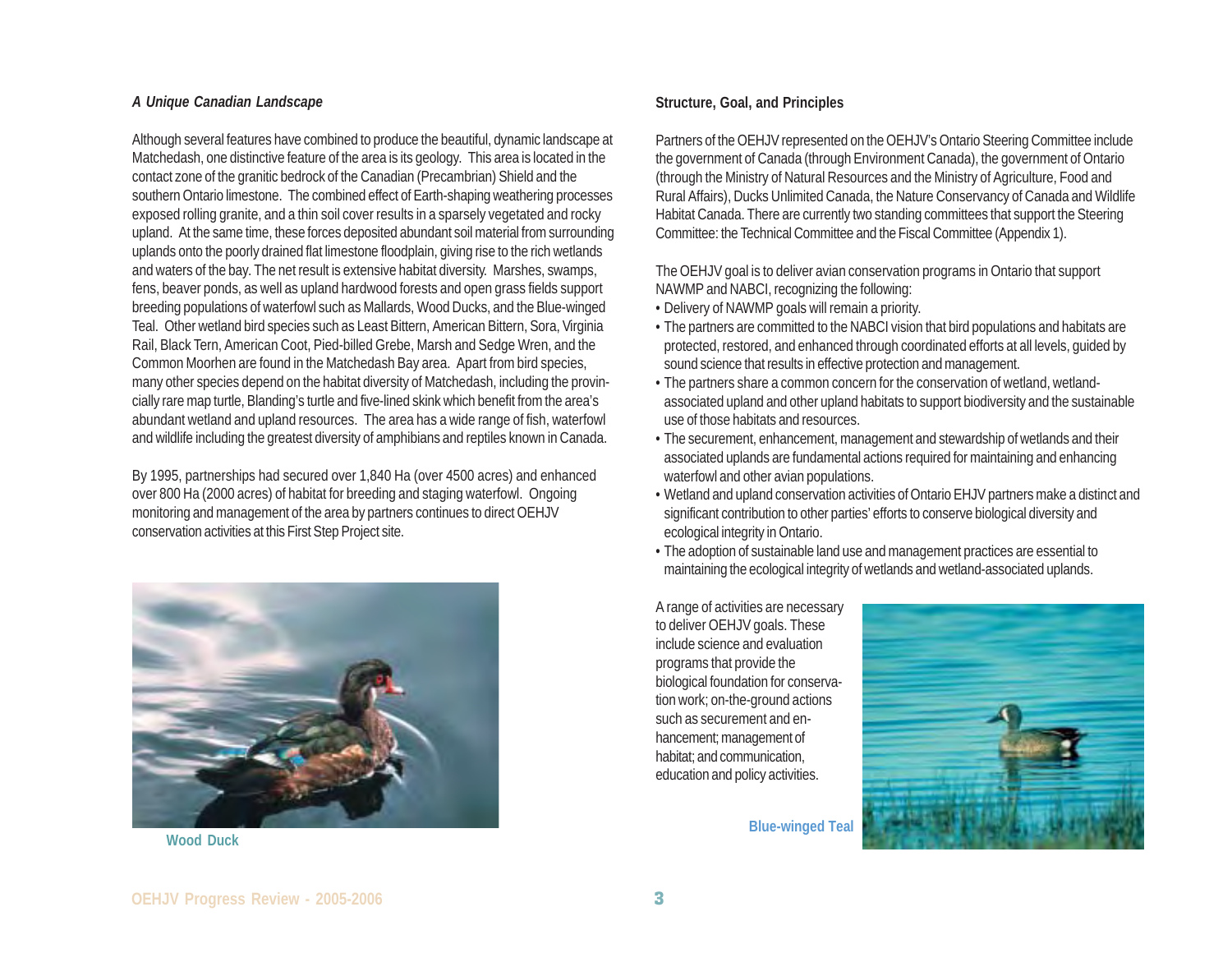### *A Unique Canadian Landscape*

Although several features have combined to produce the beautiful, dynamic landscape at Matchedash, one distinctive feature of the area is its geology. This area is located in the contact zone of the granitic bedrock of the Canadian (Precambrian) Shield and the southern Ontario limestone. The combined effect of Earth-shaping weathering processes exposed rolling granite, and a thin soil cover results in a sparsely vegetated and rocky upland. At the same time, these forces deposited abundant soil material from surrounding uplands onto the poorly drained flat limestone floodplain, giving rise to the rich wetlands and waters of the bay. The net result is extensive habitat diversity. Marshes, swamps, fens, beaver ponds, as well as upland hardwood forests and open grass fields support breeding populations of waterfowl such as Mallards, Wood Ducks, and the Blue-winged Teal. Other wetland bird species such as Least Bittern, American Bittern, Sora, Virginia Rail, Black Tern, American Coot, Pied-billed Grebe, Marsh and Sedge Wren, and the Common Moorhen are found in the Matchedash Bay area. Apart from bird species, many other species depend on the habitat diversity of Matchedash, including the provincially rare map turtle, Blanding's turtle and five-lined skink which benefit from the area's abundant wetland and upland resources. The area has a wide range of fish, waterfowl and wildlife including the greatest diversity of amphibians and reptiles known in Canada.

By 1995, partnerships had secured over 1,840 Ha (over 4500 acres) and enhanced over 800 Ha (2000 acres) of habitat for breeding and staging waterfowl. Ongoing monitoring and management of the area by partners continues to direct OEHJV conservation activities at this First Step Project site.

Wood Duck

### Structure, Goal, and Principles

Partners of the OEHJV represented on the OEHJV's Ontario Steering Committee include the government of Canada (through Environment Canada), the government of Ontario (through the Ministry of Natural Resources and the Ministry of Agriculture, Food and Rural Affairs), Ducks Unlimited Canada, the Nature Conservancy of Canada and Wildlife Habitat Canada. There are currently two standing committees that support the Steering Committee: the Technical Committee and the Fiscal Committee (Appendix 1).

The OEHJV goal is to deliver avian conservation programs in Ontario that support NAWMP and NABCI, recognizing the following:

- Delivery of NAWMP goals will remain a priority.
- The partners are committed to the NABCI vision that bird populations and habitats are protected, restored, and enhanced through coordinated efforts at all levels, guided by sound science that results in effective protection and management.
- The partners share a common concern for the conservation of wetland, wetland-associated upland and other upland habitats to support biodiversity and the sustainable use of those habitats and resources.
- The securement, enhancement, management and stewardship of wetlands and their associated uplands are fundamental actions required for maintaining and enhancing waterfowl and other avian populations.
- Wetland and upland conservation activities of Ontario EHJV partners make a distinct and significant contribution to other parties' efforts to conserve biological diversity and ecological integrity in Ontario.
- The adoption of sustainable land use and management practices are essential to maintaining the ecological integrity of wetlands and wetland-associated uplands.

A range of activities are necessary to deliver OEHJV goals. These include science and evaluation programs that provide the biological foundation for conservation work; on-the-ground actions such as securement and enhancement; management of habitat; and communication, education and policy activities.

Blue-winged Teal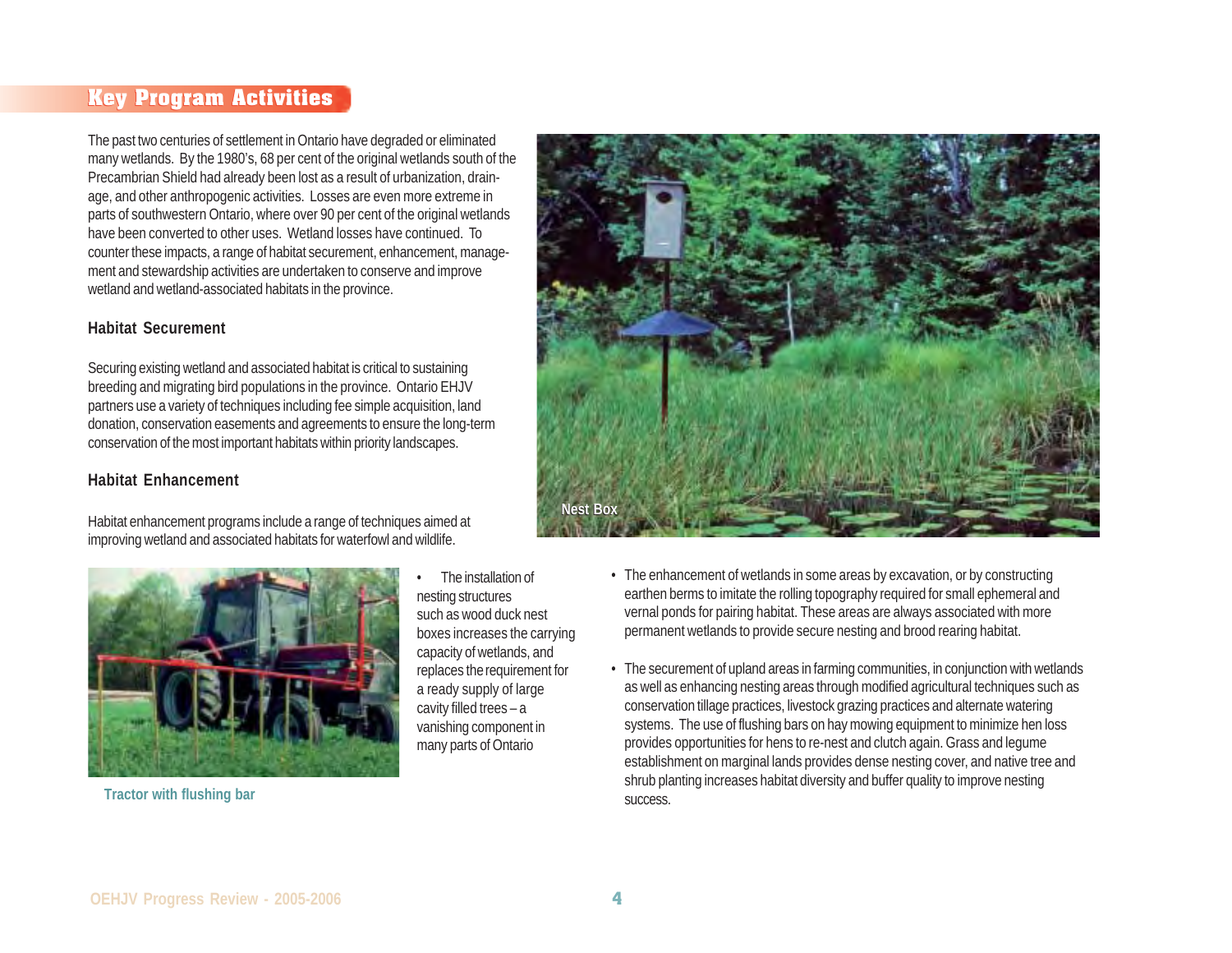## Key Program Activities

The past two centuries of settlement in Ontario have degraded or eliminated many wetlands. By the 1980's, 68 per cent of the original wetlands south of the Precambrian Shield had already been lost as a result of urbanization, drainage, and other anthropogenic activities. Losses are even more extreme in parts of southwestern Ontario, where over 90 per cent of the original wetlands have been converted to other uses. Wetland losses have continued. To counter these impacts, a range of habitat securement, enhancement, management and stewardship activities are undertaken to conserve and improve wetland and wetland-associated habitats in the province.

### Habitat Securement

Securing existing wetland and associated habitat is critical to sustaining breeding and migrating bird populations in the province. Ontario EHJV partners use a variety of techniques including fee simple acquisition, land donation, conservation easements and agreements to ensure the long-term conservation of the most important habitats within priority landscapes.

### Habitat Enhancement

Habitat enhancement programs include a range of techniques aimed at improving wetland and associated habitats for waterfowl and wildlife.

Nest Box

Tractor with flushing bar

- The installation of nesting structures such as wood duck nest boxes increases the carrying capacity of wetlands, and replaces the requirement for a ready supply of large cavity filled trees – a vanishing component in many parts of Ontario
- The enhancement of wetlands in some areas by excavation, or by constructing earthen berms to imitate the rolling topography required for small ephemeral and vernal ponds for pairing habitat. These areas are always associated with more permanent wetlands to provide secure nesting and brood rearing habitat.
- The securement of upland areas in farming communities, in conjunction with wetlands as well as enhancing nesting areas through modified agricultural techniques such as conservation tillage practices, livestock grazing practices and alternate watering systems. The use of flushing bars on hay mowing equipment to minimize hen loss provides opportunities for hens to re-nest and clutch again. Grass and legume establishment on marginal lands provides dense nesting cover, and native tree and shrub planting increases habitat diversity and buffer quality to improve nesting success.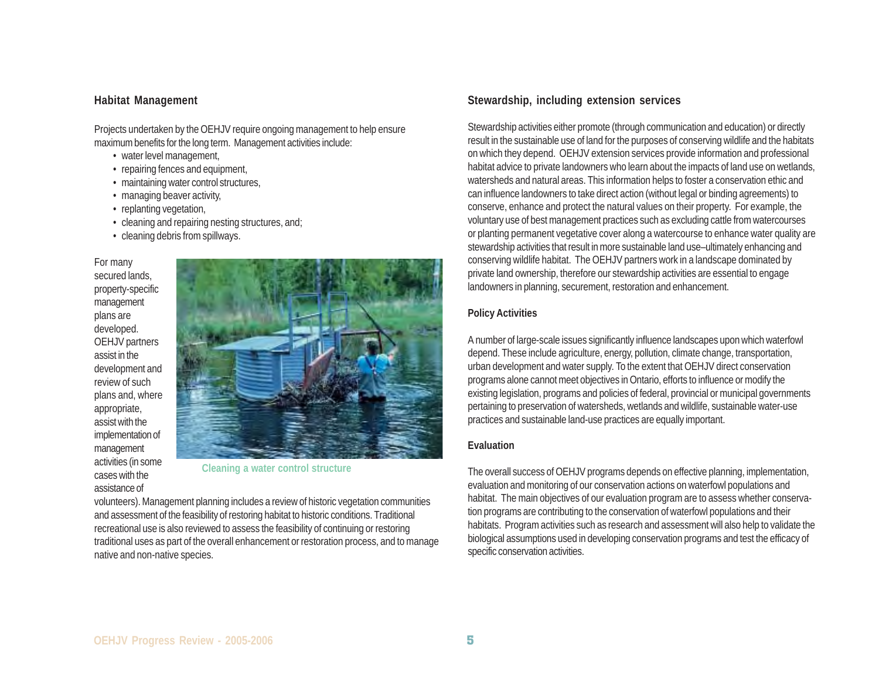## Habitat Management

Projects undertaken by the OEHJV require ongoing management to help ensure maximum benefits for the long term. Management activities include:

- water level management,
- repairing fences and equipment,
- maintaining water control structures,
- managing beaver activity,
- replanting vegetation,
- cleaning and repairing nesting structures, and;
- cleaning debris from spillways.

For many secured lands, property-specific management plans are developed. OEHJV partners assist in the development and review of such plans and, where appropriate, assist with the implementation of management activities (in some cases with the assistance of volunteers). Management planning includes a review of historic vegetation communities and assessment of the feasibility of restoring habitat to historic conditions. Traditional recreational use is also reviewed to assess the feasibility of continuing or restoring traditional uses as part of the overall enhancement or restoration process, and to manage native and non-native species.

Cleaning a water control structure

## Stewardship, including extension services

Stewardship activities either promote (through communication and education) or directly result in the sustainable use of land for the purposes of conserving wildlife and the habitats on which they depend. OEHJV extension services provide information and professional habitat advice to private landowners who learn about the impacts of land use on wetlands, watersheds and natural areas. This information helps to foster a conservation ethic and can influence landowners to take direct action (without legal or binding agreements) to conserve, enhance and protect the natural values on their property. For example, the voluntary use of best management practices such as excluding cattle from watercourses or planting permanent vegetative cover along a watercourse to enhance water quality are stewardship activities that result in more sustainable land use–ultimately enhancing and conserving wildlife habitat. The OEHJV partners work in a landscape dominated by private land ownership, therefore our stewardship activities are essential to engage landowners in planning, securement, restoration and enhancement.

### Policy Activities

A number of large-scale issues significantly influence landscapes upon which waterfowl depend. These include agriculture, energy, pollution, climate change, transportation, urban development and water supply. To the extent that OEHJV direct conservation programs alone cannot meet objectives in Ontario, efforts to influence or modify the existing legislation, programs and policies of federal, provincial or municipal governments pertaining to preservation of watersheds, wetlands and wildlife, sustainable water-use practices and sustainable land-use practices are equally important.

### Evaluation

The overall success of OEHJV programs depends on effective planning, implementation, evaluation and monitoring of our conservation actions on waterfowl populations and habitat. The main objectives of our evaluation program are to assess whether conservation programs are contributing to the conservation of waterfowl populations and their habitats. Program activities such as research and assessment will also help to validate the biological assumptions used in developing conservation programs and test the efficacy of specific conservation activities.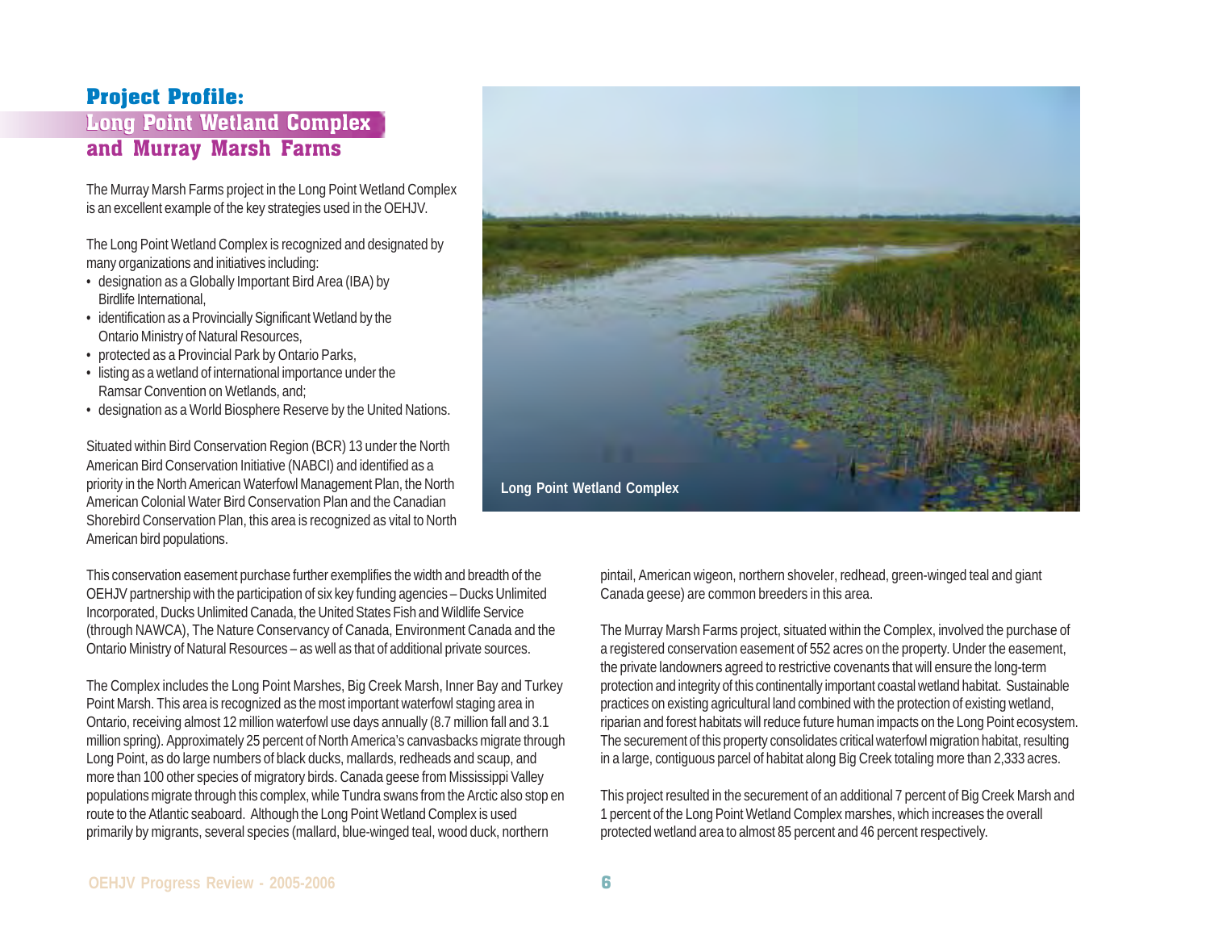## Project Profile: Long Point Wetland Complex and Murray Marsh Farms

The Murray Marsh Farms project in the Long Point Wetland Complex is an excellent example of the key strategies used in the OEHJV.

The Long Point Wetland Complex is recognized and designated by many organizations and initiatives including:

- designation as a Globally Important Bird Area (IBA) by Birdlife International,
- identification as a Provincially Significant Wetland by the Ontario Ministry of Natural Resources,
- protected as a Provincial Park by Ontario Parks,
- listing as a wetland of international importance under the Ramsar Convention on Wetlands, and;
- designation as a World Biosphere Reserve by the United Nations.

Situated within Bird Conservation Region (BCR) 13 under the North American Bird Conservation Initiative (NABCI) and identified as a priority in the North American Waterfowl Management Plan, the North American Colonial Water Bird Conservation Plan and the Canadian Shorebird Conservation Plan, this area is recognized as vital to North American bird populations.

Long Point Wetland Complex

This conservation easement purchase further exemplifies the width and breadth of the OEHJV partnership with the participation of six key funding agencies – Ducks Unlimited Incorporated, Ducks Unlimited Canada, the United States Fish and Wildlife Service (through NAWCA), The Nature Conservancy of Canada, Environment Canada and the Ontario Ministry of Natural Resources – as well as that of additional private sources.

The Complex includes the Long Point Marshes, Big Creek Marsh, Inner Bay and Turkey Point Marsh. This area is recognized as the most important waterfowl staging area in Ontario, receiving almost 12 million waterfowl use days annually (8.7 million fall and 3.1 million spring). Approximately 25 percent of North America's canvasbacks migrate through Long Point, as do large numbers of black ducks, mallards, redheads and scaup, and more than 100 other species of migratory birds. Canada geese from Mississippi Valley populations migrate through this complex, while Tundra swans from the Arctic also stop en route to the Atlantic seaboard. Although the Long Point Wetland Complex is used primarily by migrants, several species (mallard, blue-winged teal, wood duck, northern pintail, American wigeon, northern shoveler, redhead, green-winged teal and giant Canada geese) are common breeders in this area.

The Murray Marsh Farms project, situated within the Complex, involved the purchase of a registered conservation easement of 552 acres on the property. Under the easement, the private landowners agreed to restrictive covenants that will ensure the long-term protection and integrity of this continentally important coastal wetland habitat. Sustainable practices on existing agricultural land combined with the protection of existing wetland, riparian and forest habitats will reduce future human impacts on the Long Point ecosystem. The securement of this property consolidates critical waterfowl migration habitat, resulting in a large, contiguous parcel of habitat along Big Creek totaling more than 2,333 acres.

This project resulted in the securement of an additional 7 percent of Big Creek Marsh and 1 percent of the Long Point Wetland Complex marshes, which increases the overall protected wetland area to almost 85 percent and 46 percent respectively.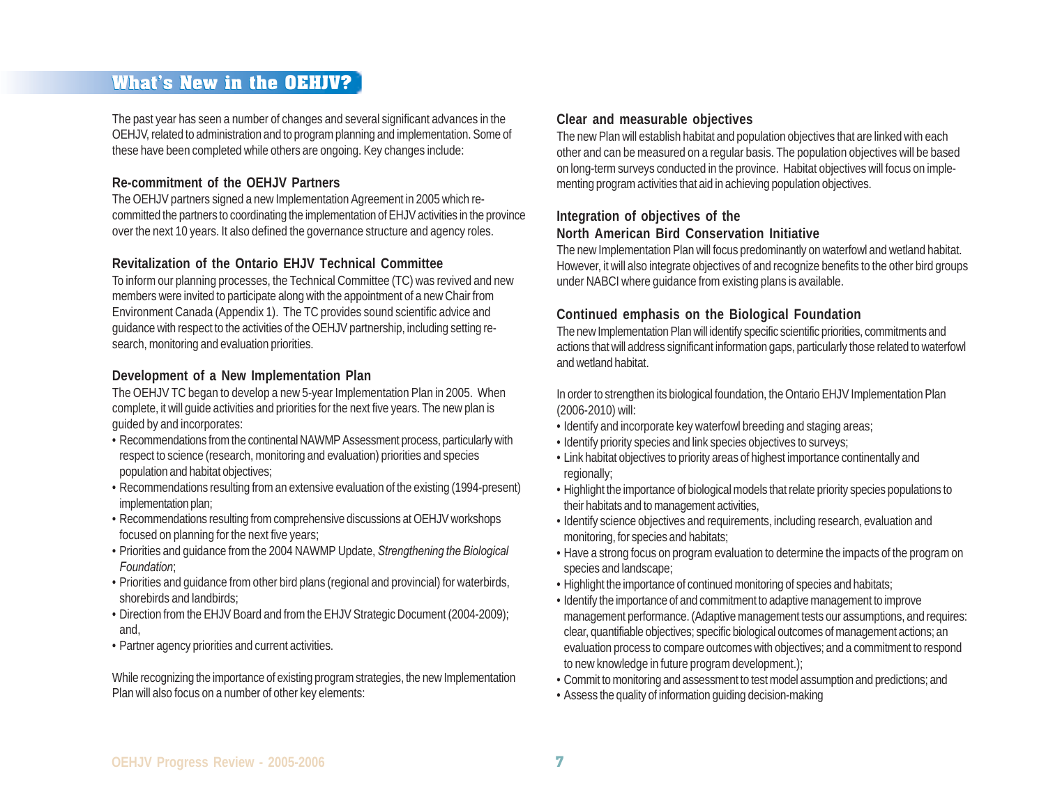## What's New in the OEHJV?

The past year has seen a number of changes and several significant advances in the OEHJV, related to administration and to program planning and implementation. Some of these have been completed while others are ongoing. Key changes include:

### Re-commitment of the OEHJV Partners

The OEHJV partners signed a new Implementation Agreement in 2005 which re-committed the partners to coordinating the implementation of EHJV activities in the province over the next 10 years. It also defined the governance structure and agency roles.

### Revitalization of the Ontario EHJV Technical Committee

To inform our planning processes, the Technical Committee (TC) was revived and new members were invited to participate along with the appointment of a new Chair from Environment Canada (Appendix 1). The TC provides sound scientific advice and guidance with respect to the activities of the OEHJV partnership, including setting research, monitoring and evaluation priorities.

### Development of a New Implementation Plan

The OEHJV TC began to develop a new 5-year Implementation Plan in 2005. When complete, it will guide activities and priorities for the next five years. The new plan is guided by and incorporates:

- Recommendations from the continental NAWMP Assessment process, particularly with respect to science (research, monitoring and evaluation) priorities and species population and habitat objectives;
- Recommendations resulting from an extensive evaluation of the existing (1994-present) implementation plan;
- Recommendations resulting from comprehensive discussions at OEHJV workshops focused on planning for the next five years;
- Priorities and guidance from the 2004 NAWMP Update, *Strengthening the Biological Foundation*;
- Priorities and guidance from other bird plans (regional and provincial) for waterbirds, shorebirds and landbirds;
- Direction from the EHJV Board and from the EHJV Strategic Document (2004-2009); and,
- Partner agency priorities and current activities.

While recognizing the importance of existing program strategies, the new Implementation Plan will also focus on a number of other key elements:

### Clear and measurable objectives

The new Plan will establish habitat and population objectives that are linked with each other and can be measured on a regular basis. The population objectives will be based on long-term surveys conducted in the province. Habitat objectives will focus on implementing program activities that aid in achieving population objectives.

### Integration of objectives of the North American Bird Conservation Initiative

The new Implementation Plan will focus predominantly on waterfowl and wetland habitat. However, it will also integrate objectives of and recognize benefits to the other bird groups under NABCI where guidance from existing plans is available.

### Continued emphasis on the Biological Foundation

The new Implementation Plan will identify specific scientific priorities, commitments and actions that will address significant information gaps, particularly those related to waterfowl and wetland habitat.

In order to strengthen its biological foundation, the Ontario EHJV Implementation Plan (2006-2010) will:

- Identify and incorporate key waterfowl breeding and staging areas;
- Identify priority species and link species objectives to surveys;
- Link habitat objectives to priority areas of highest importance continentally and regionally;
- Highlight the importance of biological models that relate priority species populations to their habitats and to management activities,
- Identify science objectives and requirements, including research, evaluation and monitoring, for species and habitats;
- Have a strong focus on program evaluation to determine the impacts of the program on species and landscape;
- Highlight the importance of continued monitoring of species and habitats;
- Identify the importance of and commitment to adaptive management to improve management performance. (Adaptive management tests our assumptions, and requires: clear, quantifiable objectives; specific biological outcomes of management actions; an evaluation process to compare outcomes with objectives; and a commitment to respond to new knowledge in future program development.);
- Commit to monitoring and assessment to test model assumption and predictions; and
- Assess the quality of information guiding decision-making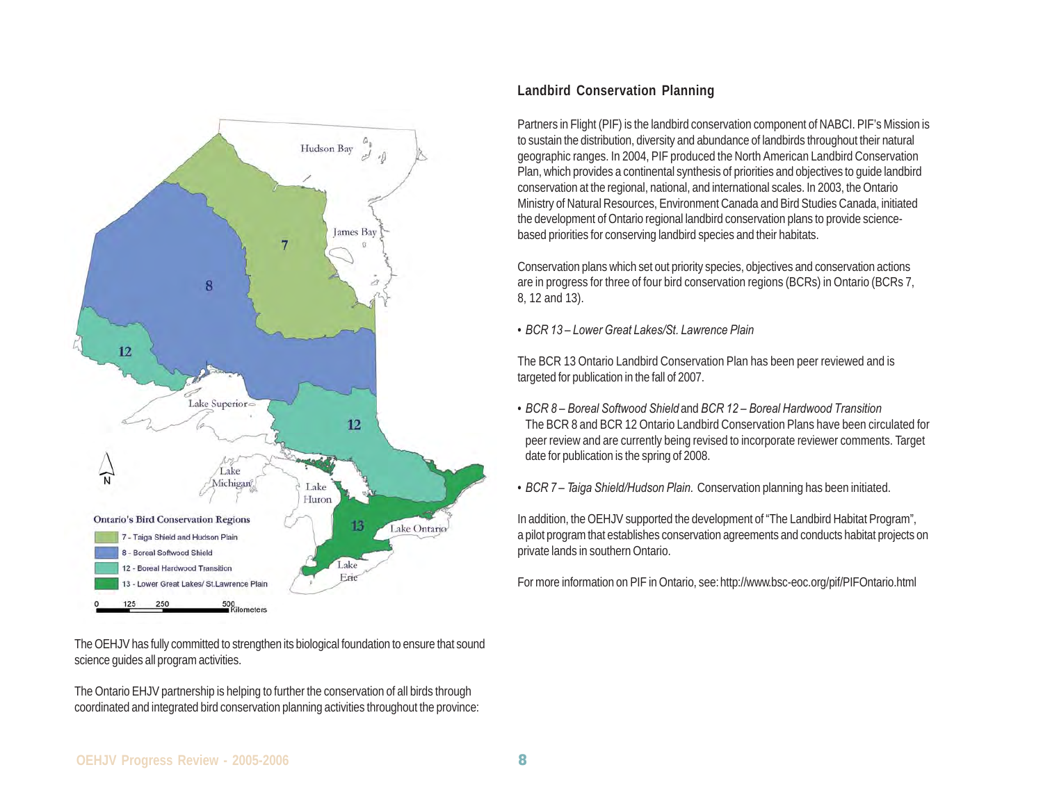The OEHJV has fully committed to strengthen its biological foundation to ensure that sound science guides all program activities.

The Ontario EHJV partnership is helping to further the conservation of all birds through coordinated and integrated bird conservation planning activities throughout the province:

## Landbird Conservation Planning

Partners in Flight (PIF) is the landbird conservation component of NABCI. PIF's Mission is to sustain the distribution, diversity and abundance of landbirds throughout their natural geographic ranges. In 2004, PIF produced the North American Landbird Conservation Plan, which provides a continental synthesis of priorities and objectives to guide landbird conservation at the regional, national, and international scales. In 2003, the Ontario Ministry of Natural Resources, Environment Canada and Bird Studies Canada, initiated the development of Ontario regional landbird conservation plans to provide science-based priorities for conserving landbird species and their habitats.

Conservation plans which set out priority species, objectives and conservation actions are in progress for three of four bird conservation regions (BCRs) in Ontario (BCRs 7, 8, 12 and 13).

- *BCR 13 – Lower Great Lakes/St. Lawrence Plain*

The BCR 13 Ontario Landbird Conservation Plan has been peer reviewed and is targeted for publication in the fall of 2007.

- *BCR 8 – Boreal Softwood Shield* and *BCR 12 – Boreal Hardwood Transition*
  The BCR 8 and BCR 12 Ontario Landbird Conservation Plans have been circulated for peer review and are currently being revised to incorporate reviewer comments. Target date for publication is the spring of 2008.

- *BCR 7 – Taiga Shield/Hudson Plain.* Conservation planning has been initiated.

In addition, the OEHJV supported the development of "The Landbird Habitat Program", a pilot program that establishes conservation agreements and conducts habitat projects on private lands in southern Ontario.

For more information on PIF in Ontario, see: http://www.bsc-eoc.org/pif/PIFOntario.html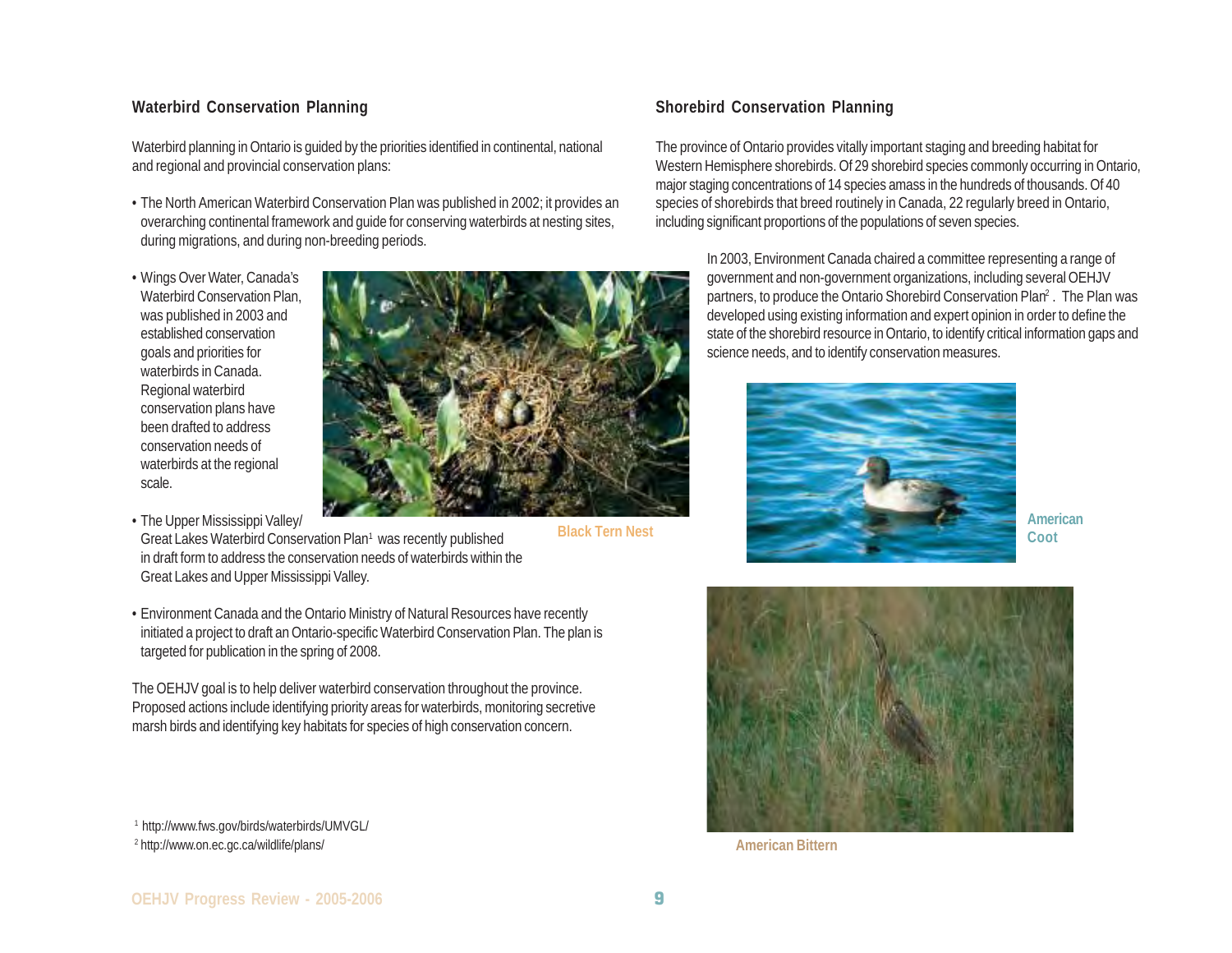## Waterbird Conservation Planning

Waterbird planning in Ontario is guided by the priorities identified in continental, national and regional and provincial conservation plans:

- The North American Waterbird Conservation Plan was published in 2002; it provides an overarching continental framework and guide for conserving waterbirds at nesting sites, during migrations, and during non-breeding periods.
- Wings Over Water, Canada's Waterbird Conservation Plan, was published in 2003 and established conservation goals and priorities for waterbirds in Canada. Regional waterbird conservation plans have been drafted to address conservation needs of waterbirds at the regional scale.
- The Upper Mississippi Valley/ Great Lakes Waterbird Conservation Plan[1] was recently published in draft form to address the conservation needs of waterbirds within the Great Lakes and Upper Mississippi Valley.
- Environment Canada and the Ontario Ministry of Natural Resources have recently initiated a project to draft an Ontario-specific Waterbird Conservation Plan. The plan is targeted for publication in the spring of 2008.

Black Tern Nest

The OEHJV goal is to help deliver waterbird conservation throughout the province. Proposed actions include identifying priority areas for waterbirds, monitoring secretive marsh birds and identifying key habitats for species of high conservation concern.

[1] http://www.fws.gov/birds/waterbirds/UMVGL/
[2] http://www.on.ec.gc.ca/wildlife/plans/

## Shorebird Conservation Planning

The province of Ontario provides vitally important staging and breeding habitat for Western Hemisphere shorebirds. Of 29 shorebird species commonly occurring in Ontario, major staging concentrations of 14 species amass in the hundreds of thousands. Of 40 species of shorebirds that breed routinely in Canada, 22 regularly breed in Ontario, including significant proportions of the populations of seven species.

In 2003, Environment Canada chaired a committee representing a range of government and non-government organizations, including several OEHJV partners, to produce the Ontario Shorebird Conservation Plan[2]. The Plan was developed using existing information and expert opinion in order to define the state of the shorebird resource in Ontario, to identify critical information gaps and science needs, and to identify conservation measures.

American Coot

American Bittern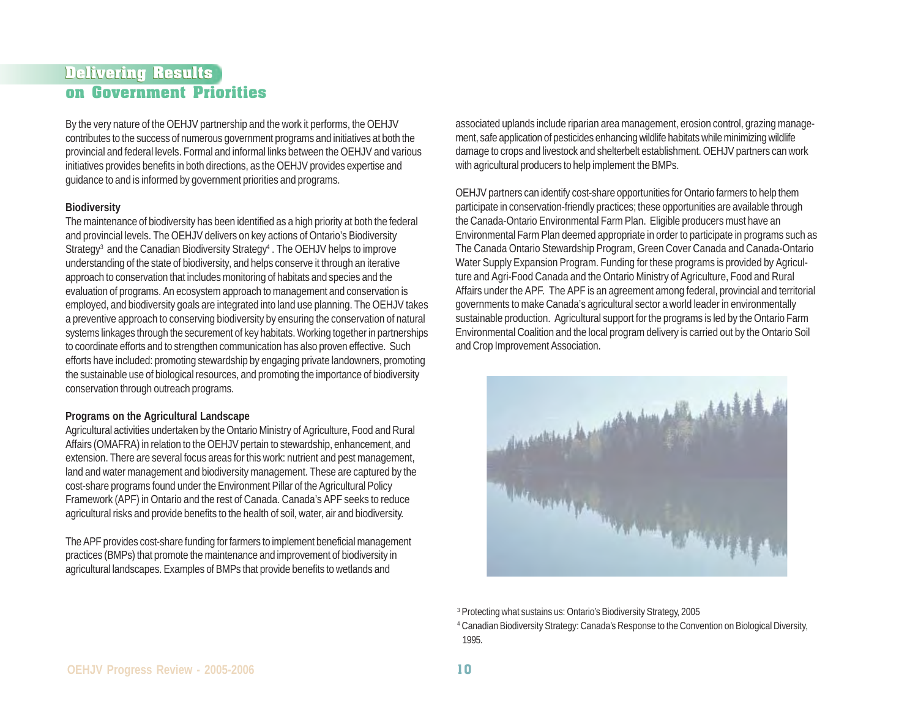## Delivering Results on Government Priorities

By the very nature of the OEHJV partnership and the work it performs, the OEHJV contributes to the success of numerous government programs and initiatives at both the provincial and federal levels. Formal and informal links between the OEHJV and various initiatives provides benefits in both directions, as the OEHJV provides expertise and guidance to and is informed by government priorities and programs.

**Biodiversity**

The maintenance of biodiversity has been identified as a high priority at both the federal and provincial levels. The OEHJV delivers on key actions of Ontario's Biodiversity Strategy[3] and the Canadian Biodiversity Strategy[4]. The OEHJV helps to improve understanding of the state of biodiversity, and helps conserve it through an iterative approach to conservation that includes monitoring of habitats and species and the evaluation of programs. An ecosystem approach to management and conservation is employed, and biodiversity goals are integrated into land use planning. The OEHJV takes a preventive approach to conserving biodiversity by ensuring the conservation of natural systems linkages through the securement of key habitats. Working together in partnerships to coordinate efforts and to strengthen communication has also proven effective. Such efforts have included: promoting stewardship by engaging private landowners, promoting the sustainable use of biological resources, and promoting the importance of biodiversity conservation through outreach programs.

**Programs on the Agricultural Landscape**

Agricultural activities undertaken by the Ontario Ministry of Agriculture, Food and Rural Affairs (OMAFRA) in relation to the OEHJV pertain to stewardship, enhancement, and extension. There are several focus areas for this work: nutrient and pest management, land and water management and biodiversity management. These are captured by the cost-share programs found under the Environment Pillar of the Agricultural Policy Framework (APF) in Ontario and the rest of Canada. Canada's APF seeks to reduce agricultural risks and provide benefits to the health of soil, water, air and biodiversity.

The APF provides cost-share funding for farmers to implement beneficial management practices (BMPs) that promote the maintenance and improvement of biodiversity in agricultural landscapes. Examples of BMPs that provide benefits to wetlands and associated uplands include riparian area management, erosion control, grazing management, safe application of pesticides enhancing wildlife habitats while minimizing wildlife damage to crops and livestock and shelterbelt establishment. OEHJV partners can work with agricultural producers to help implement the BMPs.

OEHJV partners can identify cost-share opportunities for Ontario farmers to help them participate in conservation-friendly practices; these opportunities are available through the Canada-Ontario Environmental Farm Plan. Eligible producers must have an Environmental Farm Plan deemed appropriate in order to participate in programs such as The Canada Ontario Stewardship Program, Green Cover Canada and Canada-Ontario Water Supply Expansion Program. Funding for these programs is provided by Agriculture and Agri-Food Canada and the Ontario Ministry of Agriculture, Food and Rural Affairs under the APF. The APF is an agreement among federal, provincial and territorial governments to make Canada's agricultural sector a world leader in environmentally sustainable production. Agricultural support for the programs is led by the Ontario Farm Environmental Coalition and the local program delivery is carried out by the Ontario Soil and Crop Improvement Association.

[3] Protecting what sustains us: Ontario's Biodiversity Strategy, 2005

[4] Canadian Biodiversity Strategy: Canada's Response to the Convention on Biological Diversity, 1995.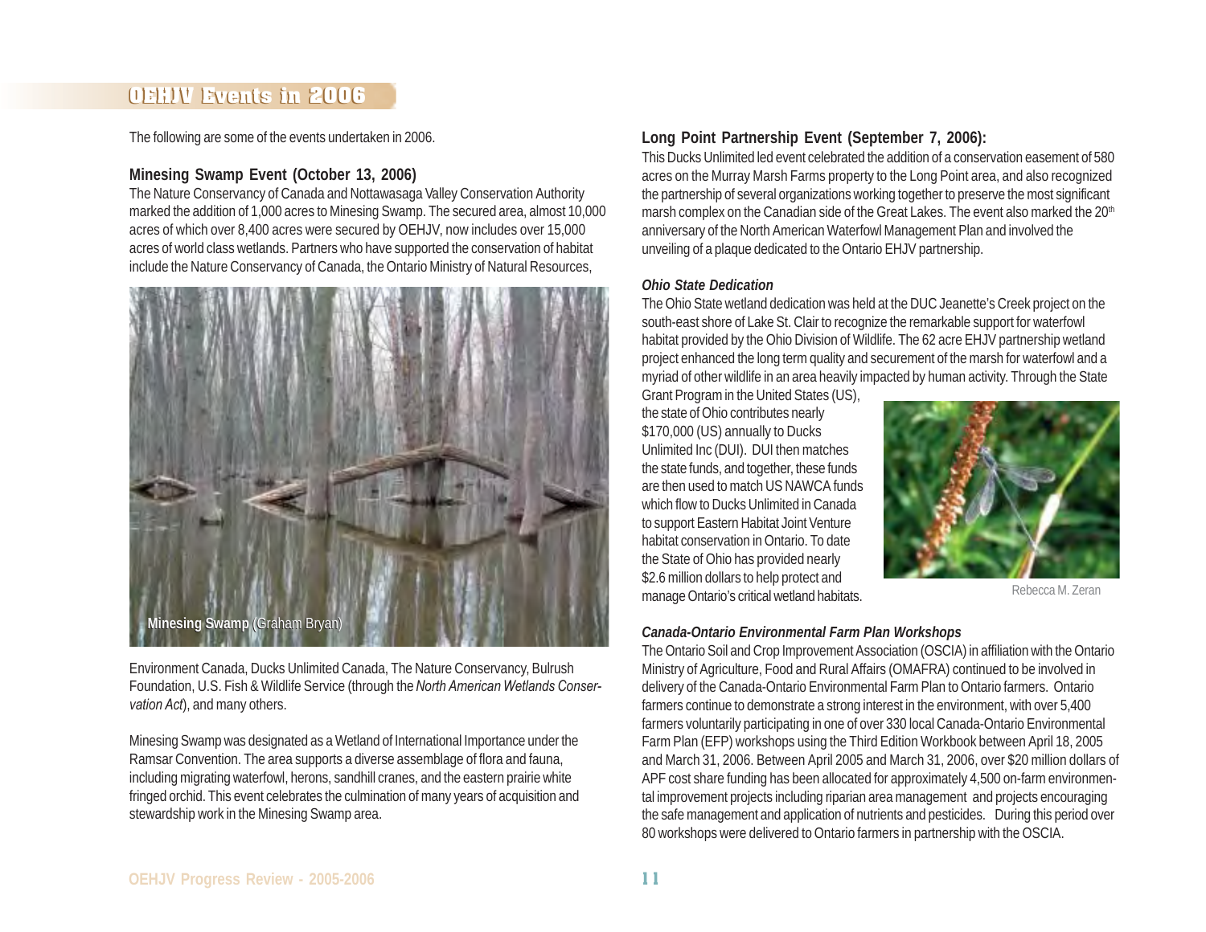## OEHJV Events in 2006

The following are some of the events undertaken in 2006.

### Minesing Swamp Event (October 13, 2006)

The Nature Conservancy of Canada and Nottawasaga Valley Conservation Authority marked the addition of 1,000 acres to Minesing Swamp. The secured area, almost 10,000 acres of which over 8,400 acres were secured by OEHJV, now includes over 15,000 acres of world class wetlands. Partners who have supported the conservation of habitat include the Nature Conservancy of Canada, the Ontario Ministry of Natural Resources, Environment Canada, Ducks Unlimited Canada, The Nature Conservancy, Bulrush Foundation, U.S. Fish & Wildlife Service (through the *North American Wetlands Conservation Act*), and many others.

**Minesing Swamp** (Graham Bryan)

Minesing Swamp was designated as a Wetland of International Importance under the Ramsar Convention. The area supports a diverse assemblage of flora and fauna, including migrating waterfowl, herons, sandhill cranes, and the eastern prairie white fringed orchid. This event celebrates the culmination of many years of acquisition and stewardship work in the Minesing Swamp area.

### Long Point Partnership Event (September 7, 2006):

This Ducks Unlimited led event celebrated the addition of a conservation easement of 580 acres on the Murray Marsh Farms property to the Long Point area, and also recognized the partnership of several organizations working together to preserve the most significant marsh complex on the Canadian side of the Great Lakes. The event also marked the 20th anniversary of the North American Waterfowl Management Plan and involved the unveiling of a plaque dedicated to the Ontario EHJV partnership.

### *Ohio State Dedication*

The Ohio State wetland dedication was held at the DUC Jeanette's Creek project on the south-east shore of Lake St. Clair to recognize the remarkable support for waterfowl habitat provided by the Ohio Division of Wildlife. The 62 acre EHJV partnership wetland project enhanced the long term quality and securement of the marsh for waterfowl and a myriad of other wildlife in an area heavily impacted by human activity. Through the State Grant Program in the United States (US), the state of Ohio contributes nearly $170,000 (US) annually to Ducks Unlimited Inc (DUI). DUI then matches the state funds, and together, these funds are then used to match US NAWCA funds which flow to Ducks Unlimited in Canada to support Eastern Habitat Joint Venture habitat conservation in Ontario. To date the State of Ohio has provided nearly $2.6 million dollars to help protect and manage Ontario's critical wetland habitats.

Rebecca M. Zeran

### *Canada-Ontario Environmental Farm Plan Workshops*

The Ontario Soil and Crop Improvement Association (OSCIA) in affiliation with the Ontario Ministry of Agriculture, Food and Rural Affairs (OMAFRA) continued to be involved in delivery of the Canada-Ontario Environmental Farm Plan to Ontario farmers. Ontario farmers continue to demonstrate a strong interest in the environment, with over 5,400 farmers voluntarily participating in one of over 330 local Canada-Ontario Environmental Farm Plan (EFP) workshops using the Third Edition Workbook between April 18, 2005 and March 31, 2006. Between April 2005 and March 31, 2006, over $20 million dollars of APF cost share funding has been allocated for approximately 4,500 on-farm environmental improvement projects including riparian area management and projects encouraging the safe management and application of nutrients and pesticides. During this period over 80 workshops were delivered to Ontario farmers in partnership with the OSCIA.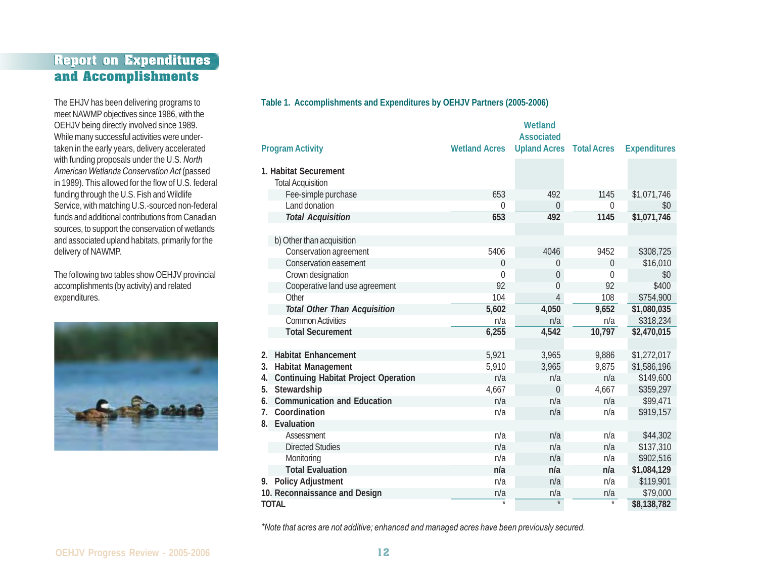# Report on Expenditures and Accomplishments

The EHJV has been delivering programs to meet NAWMP objectives since 1986, with the OEHJV being directly involved since 1989. While many successful activities were undertaken in the early years, delivery accelerated with funding proposals under the U.S. *North American Wetlands Conservation Act* (passed in 1989). This allowed for the flow of U.S. federal funding through the U.S. Fish and Wildlife Service, with matching U.S.-sourced non-federal funds and additional contributions from Canadian sources, to support the conservation of wetlands and associated upland habitats, primarily for the delivery of NAWMP.

The following two tables show OEHJV provincial accomplishments (by activity) and related expenditures.

**Table 1. Accomplishments and Expenditures by OEHJV Partners (2005-2006)**

| Program Activity | Wetland Acres | Wetland Associated Upland Acres | Total Acres | Expenditures |
|---|---|---|---|---|
| **1. Habitat Securement** | | | | |
| Total Acquisition | | | | |
| Fee-simple purchase | 653 | 492 | 1145 | $1,071,746 |
| Land donation | 0 | 0 | 0 | $0 |
| ***Total Acquisition*** | **653** | **492** | **1145** | **$1,071,746** |
| b) Other than acquisition | | | | |
| Conservation agreement | 5406 | 4046 | 9452 | $308,725 |
| Conservation easement | 0 | 0 | 0 | $16,010 |
| Crown designation | 0 | 0 | 0 | $0 |
| Cooperative land use agreement | 92 | 0 | 92 | $400 |
| Other | 104 | 4 | 108 | $754,900 |
| ***Total Other Than Acquisition*** | **5,602** | **4,050** | **9,652** | **$1,080,035** |
| Common Activities | n/a | n/a | n/a | $318,234 |
| **Total Securement** | **6,255** | **4,542** | **10,797** | **$2,470,015** |
| **2. Habitat Enhancement** | 5,921 | 3,965 | 9,886 | $1,272,017 |
| **3. Habitat Management** | 5,910 | 3,965 | 9,875 | $1,586,196 |
| **4. Continuing Habitat Project Operation** | n/a | n/a | n/a | $149,600 |
| **5. Stewardship** | 4,667 | 0 | 4,667 | $359,297 |
| **6. Communication and Education** | n/a | n/a | n/a | $99,471 |
| **7. Coordination** | n/a | n/a | n/a | $919,157 |
| **8. Evaluation** | | | | |
| Assessment | n/a | n/a | n/a | $44,302 |
| Directed Studies | n/a | n/a | n/a | $137,310 |
| Monitoring | n/a | n/a | n/a | $902,516 |
| **Total Evaluation** | **n/a** | **n/a** | **n/a** | **$1,084,129** |
| **9. Policy Adjustment** | n/a | n/a | n/a | $119,901 |
| **10. Reconnaissance and Design** | n/a | n/a | n/a | $79,000 |
| **TOTAL** | * | * | * | **$8,138,782** |

*\*Note that acres are not additive; enhanced and managed acres have been previously secured.*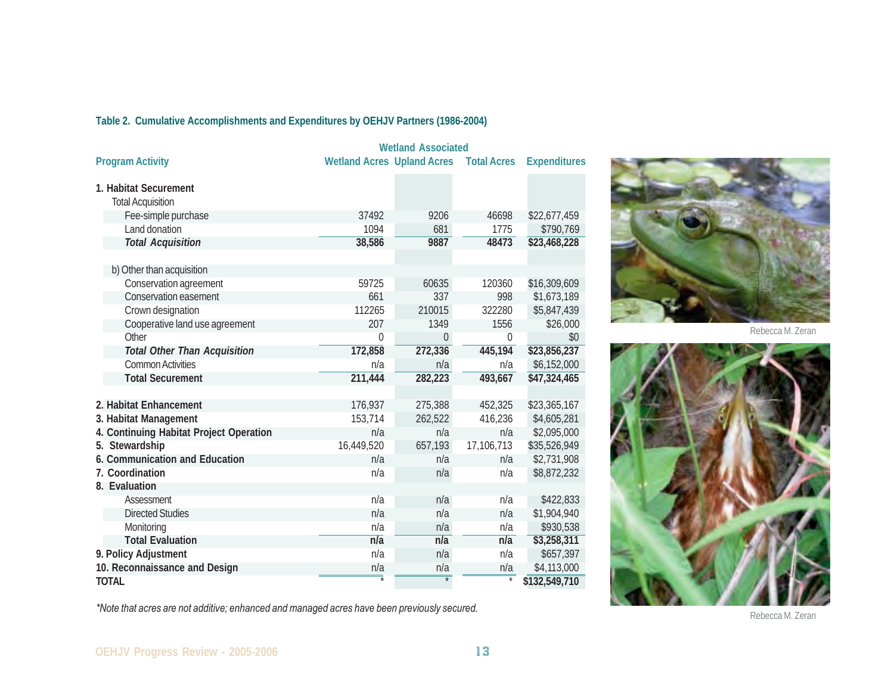**Table 2. Cumulative Accomplishments and Expenditures by OEHJV Partners (1986-2004)**

| Program Activity | Wetland Acres | Wetland Associated Upland Acres | Total Acres | Expenditures |
|---|---|---|---|---|
| **1. Habitat Securement** | | | | |
| Total Acquisition | | | | |
| Fee-simple purchase | 37492 | 9206 | 46698 | $22,677,459 |
| Land donation | 1094 | 681 | 1775 | $790,769 |
| ***Total Acquisition*** | **38,586** | **9887** | **48473** | **$23,468,228** |
| | | | | |
| b) Other than acquisition | | | | |
| Conservation agreement | 59725 | 60635 | 120360 | $16,309,609 |
| Conservation easement | 661 | 337 | 998 | $1,673,189 |
| Crown designation | 112265 | 210015 | 322280 | $5,847,439 |
| Cooperative land use agreement | 207 | 1349 | 1556 | $26,000 |
| Other | 0 | 0 | 0 | $0 |
| ***Total Other Than Acquisition*** | **172,858** | **272,336** | **445,194** | **$23,856,237** |
| Common Activities | n/a | n/a | n/a | $6,152,000 |
| **Total Securement** | **211,444** | **282,223** | **493,667** | **$47,324,465** |
| | | | | |
| **2. Habitat Enhancement** | 176,937 | 275,388 | 452,325 | $23,365,167 |
| **3. Habitat Management** | 153,714 | 262,522 | 416,236 | $4,605,281 |
| **4. Continuing Habitat Project Operation** | n/a | n/a | n/a | $2,095,000 |
| **5. Stewardship** | 16,449,520 | 657,193 | 17,106,713 | $35,526,949 |
| **6. Communication and Education** | n/a | n/a | n/a | $2,731,908 |
| **7. Coordination** | n/a | n/a | n/a | $8,872,232 |
| **8. Evaluation** | | | | |
| Assessment | n/a | n/a | n/a | $422,833 |
| Directed Studies | n/a | n/a | n/a | $1,904,940 |
| Monitoring | n/a | n/a | n/a | $930,538 |
| **Total Evaluation** | **n/a** | **n/a** | **n/a** | **$3,258,311** |
| **9. Policy Adjustment** | n/a | n/a | n/a | $657,397 |
| **10. Reconnaissance and Design** | n/a | n/a | n/a | $4,113,000 |
| **TOTAL** | * | * | * | **$132,549,710** |

*\*Note that acres are not additive; enhanced and managed acres have been previously secured.*

Rebecca M. Zeran

Rebecca M. Zeran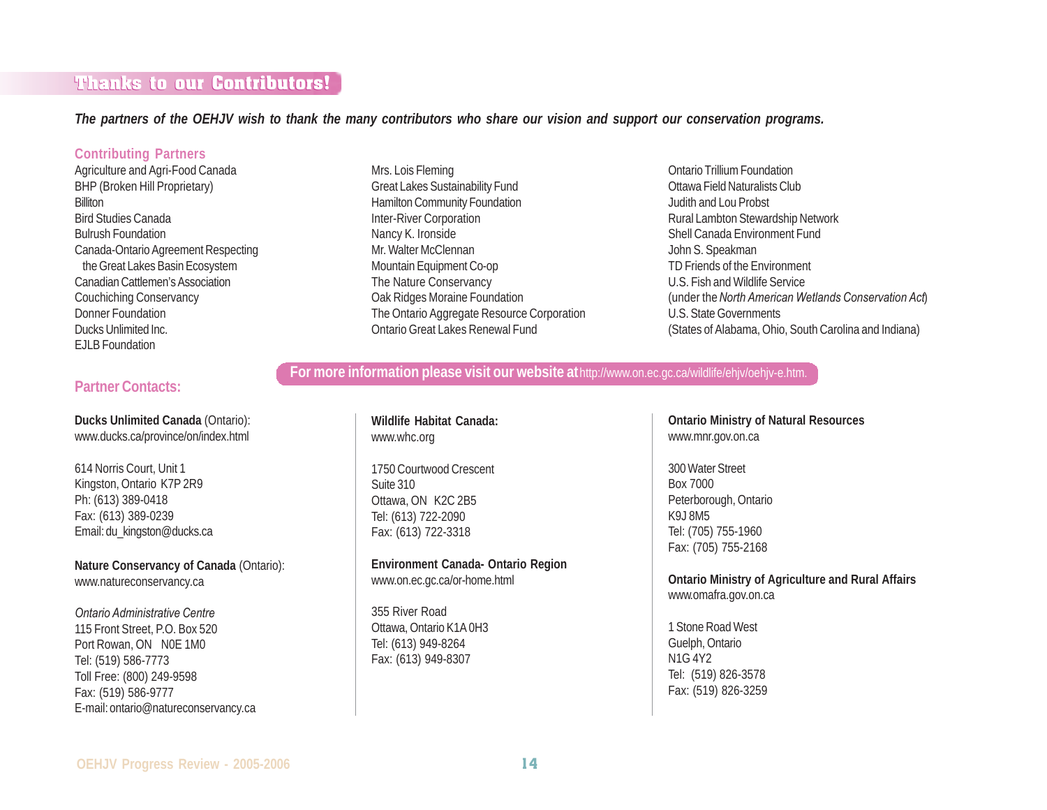## Thanks to our Contributors!

***The partners of the OEHJV wish to thank the many contributors who share our vision and support our conservation programs.***

### Contributing Partners

Agriculture and Agri-Food Canada
BHP (Broken Hill Proprietary)
Billiton
Bird Studies Canada
Bulrush Foundation
Canada-Ontario Agreement Respecting the Great Lakes Basin Ecosystem
Canadian Cattlemen's Association
Couchiching Conservancy
Donner Foundation
Ducks Unlimited Inc.
EJLB Foundation
Mrs. Lois Fleming
Great Lakes Sustainability Fund
Hamilton Community Foundation
Inter-River Corporation
Nancy K. Ironside
Mr. Walter McClennan
Mountain Equipment Co-op
The Nature Conservancy
Oak Ridges Moraine Foundation
The Ontario Aggregate Resource Corporation
Ontario Great Lakes Renewal Fund
Ontario Trillium Foundation
Ottawa Field Naturalists Club
Judith and Lou Probst
Rural Lambton Stewardship Network
Shell Canada Environment Fund
John S. Speakman
TD Friends of the Environment
U.S. Fish and Wildlife Service
(under the *North American Wetlands Conservation Act*)
U.S. State Governments
(States of Alabama, Ohio, South Carolina and Indiana)

**For more information please visit our website at** http://www.on.ec.gc.ca/wildlife/ehjv/oehjv-e.htm.

### Partner Contacts:

**Ducks Unlimited Canada** (Ontario):
www.ducks.ca/province/on/index.html

614 Norris Court, Unit 1
Kingston, Ontario K7P 2R9
Ph: (613) 389-0418
Fax: (613) 389-0239
Email: du_kingston@ducks.ca

**Nature Conservancy of Canada** (Ontario):
www.natureconservancy.ca

*Ontario Administrative Centre*
115 Front Street, P.O. Box 520
Port Rowan, ON N0E 1M0
Tel: (519) 586-7773
Toll Free: (800) 249-9598
Fax: (519) 586-9777
E-mail: ontario@natureconservancy.ca

**Wildlife Habitat Canada:**
www.whc.org

1750 Courtwood Crescent
Suite 310
Ottawa, ON K2C 2B5
Tel: (613) 722-2090
Fax: (613) 722-3318

**Environment Canada- Ontario Region**
www.on.ec.gc.ca/or-home.html

355 River Road
Ottawa, Ontario K1A 0H3
Tel: (613) 949-8264
Fax: (613) 949-8307

**Ontario Ministry of Natural Resources**
www.mnr.gov.on.ca

300 Water Street
Box 7000
Peterborough, Ontario
K9J 8M5
Tel: (705) 755-1960
Fax: (705) 755-2168

**Ontario Ministry of Agriculture and Rural Affairs**
www.omafra.gov.on.ca

1 Stone Road West
Guelph, Ontario
N1G 4Y2
Tel: (519) 826-3578
Fax: (519) 826-3259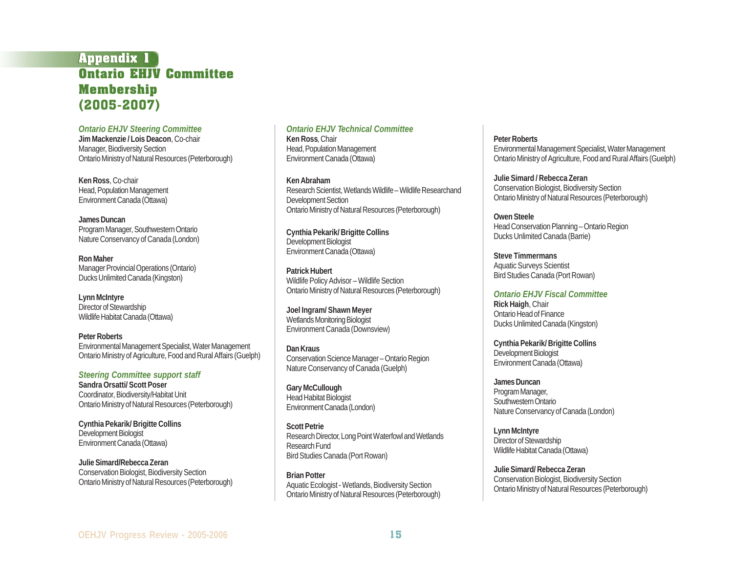# Appendix 1

# Ontario EHJV Committee Membership (2005-2007)

### *Ontario EHJV Steering Committee*

**Jim Mackenzie / Lois Deacon**, Co-chair
Manager, Biodiversity Section
Ontario Ministry of Natural Resources (Peterborough)

**Ken Ross**, Co-chair
Head, Population Management
Environment Canada (Ottawa)

**James Duncan**
Program Manager, Southwestern Ontario
Nature Conservancy of Canada (London)

**Ron Maher**
Manager Provincial Operations (Ontario)
Ducks Unlimited Canada (Kingston)

**Lynn McIntyre**
Director of Stewardship
Wildlife Habitat Canada (Ottawa)

**Peter Roberts**
Environmental Management Specialist, Water Management
Ontario Ministry of Agriculture, Food and Rural Affairs (Guelph)

### *Steering Committee support staff*

**Sandra Orsatti/ Scott Poser**
Coordinator, Biodiversity/Habitat Unit
Ontario Ministry of Natural Resources (Peterborough)

**Cynthia Pekarik/ Brigitte Collins**
Development Biologist
Environment Canada (Ottawa)

**Julie Simard/Rebecca Zeran**
Conservation Biologist, Biodiversity Section
Ontario Ministry of Natural Resources (Peterborough)

### *Ontario EHJV Technical Committee*

**Ken Ross**, Chair
Head, Population Management
Environment Canada (Ottawa)

**Ken Abraham**
Research Scientist, Wetlands Wildlife – Wildlife Researchand Development Section
Ontario Ministry of Natural Resources (Peterborough)

**Cynthia Pekarik/ Brigitte Collins**
Development Biologist
Environment Canada (Ottawa)

**Patrick Hubert**
Wildlife Policy Advisor – Wildlife Section
Ontario Ministry of Natural Resources (Peterborough)

**Joel Ingram/ Shawn Meyer**
Wetlands Monitoring Biologist
Environment Canada (Downsview)

**Dan Kraus**
Conservation Science Manager – Ontario Region
Nature Conservancy of Canada (Guelph)

**Gary McCullough**
Head Habitat Biologist
Environment Canada (London)

**Scott Petrie**
Research Director, Long Point Waterfowl and Wetlands Research Fund
Bird Studies Canada (Port Rowan)

**Brian Potter**
Aquatic Ecologist - Wetlands, Biodiversity Section
Ontario Ministry of Natural Resources (Peterborough)

**Peter Roberts**
Environmental Management Specialist, Water Management
Ontario Ministry of Agriculture, Food and Rural Affairs (Guelph)

**Julie Simard / Rebecca Zeran**
Conservation Biologist, Biodiversity Section
Ontario Ministry of Natural Resources (Peterborough)

**Owen Steele**
Head Conservation Planning – Ontario Region
Ducks Unlimited Canada (Barrie)

**Steve Timmermans**
Aquatic Surveys Scientist
Bird Studies Canada (Port Rowan)

### *Ontario EHJV Fiscal Committee*

**Rick Haigh**, Chair
Ontario Head of Finance
Ducks Unlimited Canada (Kingston)

**Cynthia Pekarik/ Brigitte Collins**
Development Biologist
Environment Canada (Ottawa)

**James Duncan**
Program Manager,
Southwestern Ontario
Nature Conservancy of Canada (London)

**Lynn McIntyre**
Director of Stewardship
Wildlife Habitat Canada (Ottawa)

**Julie Simard/ Rebecca Zeran**
Conservation Biologist, Biodiversity Section
Ontario Ministry of Natural Resources (Peterborough)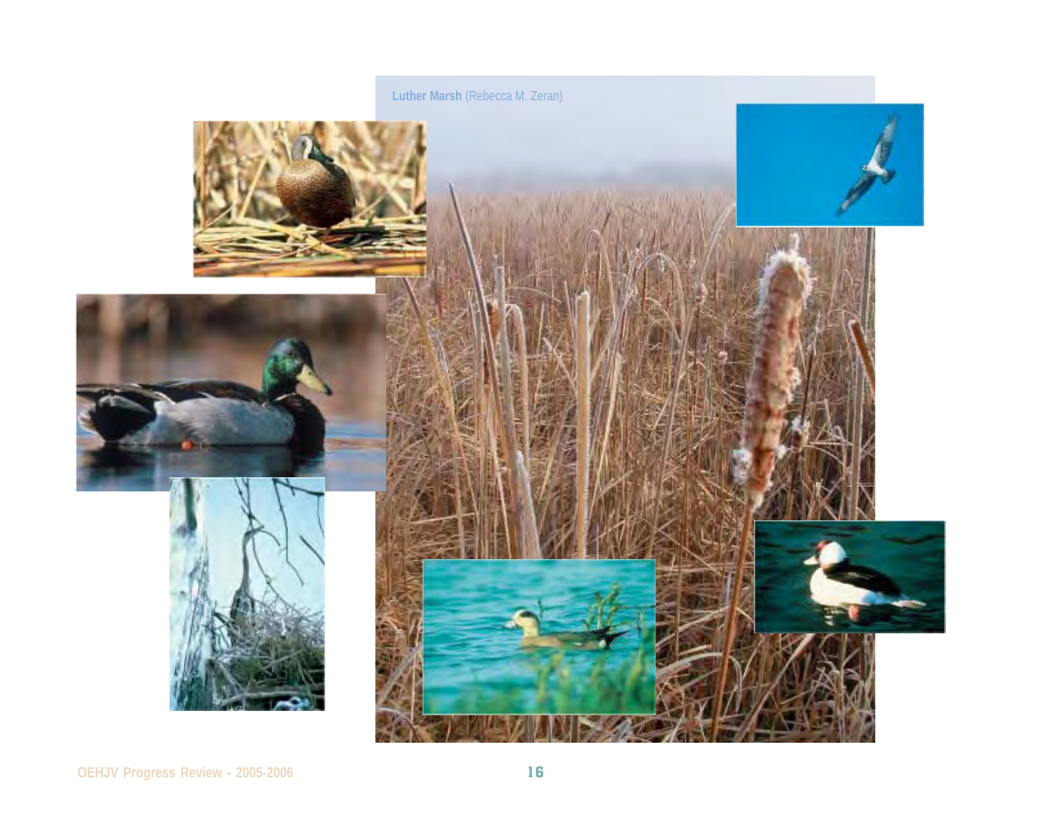Luther Marsh (Rebecca M. Zeran)